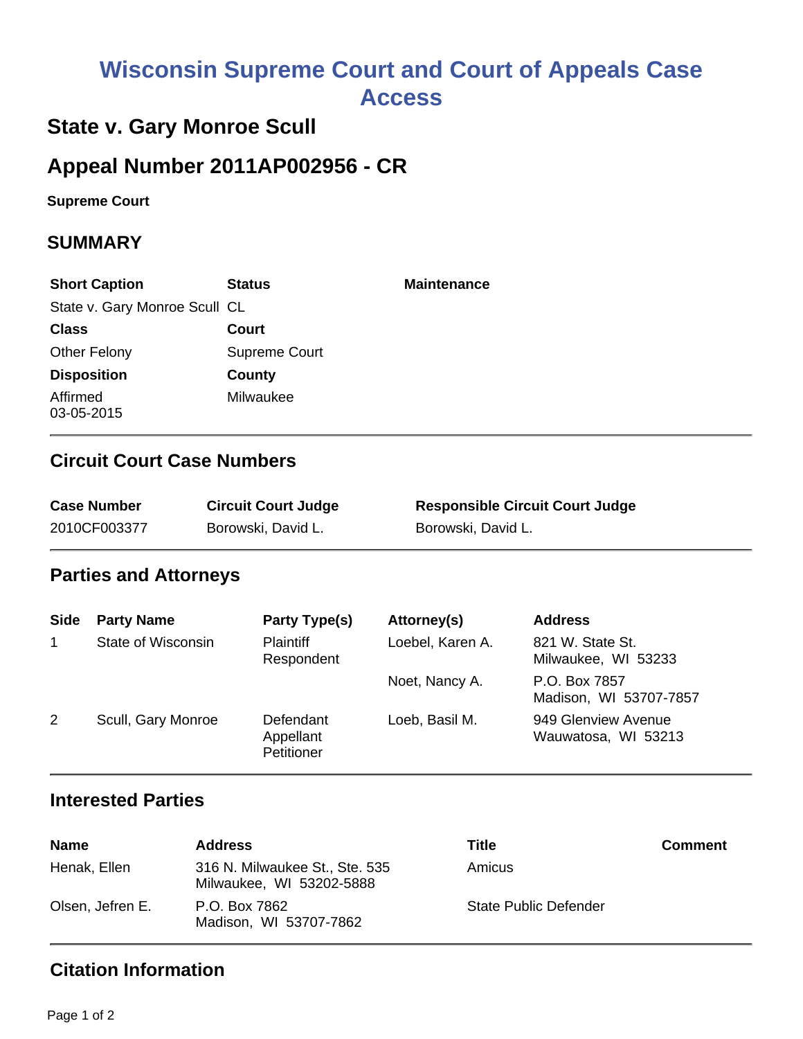# Wisconsin Supreme Court and Court of Appeals Case Access

## State v. Gary Monroe Scull

## Appeal Number 2011AP002956 - CR

**Supreme Court**

## SUMMARY

| Short Caption | Status | Maintenance |
|---|---|---|
| State v. Gary Monroe Scull | CL | |
| **Class** | **Court** | |
| Other Felony | Supreme Court | |
| **Disposition** | **County** | |
| Affirmed 03-05-2015 | Milwaukee | |

### Circuit Court Case Numbers

| Case Number | Circuit Court Judge | Responsible Circuit Court Judge |
|---|---|---|
| 2010CF003377 | Borowski, David L. | Borowski, David L. |

### Parties and Attorneys

| Side | Party Name | Party Type(s) | Attorney(s) | Address |
|---|---|---|---|---|
| 1 | State of Wisconsin | Plaintiff Respondent | Loebel, Karen A. | 821 W. State St. Milwaukee, WI 53233 |
| | | | Noet, Nancy A. | P.O. Box 7857 Madison, WI 53707-7857 |
| 2 | Scull, Gary Monroe | Defendant Appellant Petitioner | Loeb, Basil M. | 949 Glenview Avenue Wauwatosa, WI 53213 |

### Interested Parties

| Name | Address | Title | Comment |
|---|---|---|---|
| Henak, Ellen | 316 N. Milwaukee St., Ste. 535 Milwaukee, WI 53202-5888 | Amicus | |
| Olsen, Jefren E. | P.O. Box 7862 Madison, WI 53707-7862 | State Public Defender | |

### Citation Information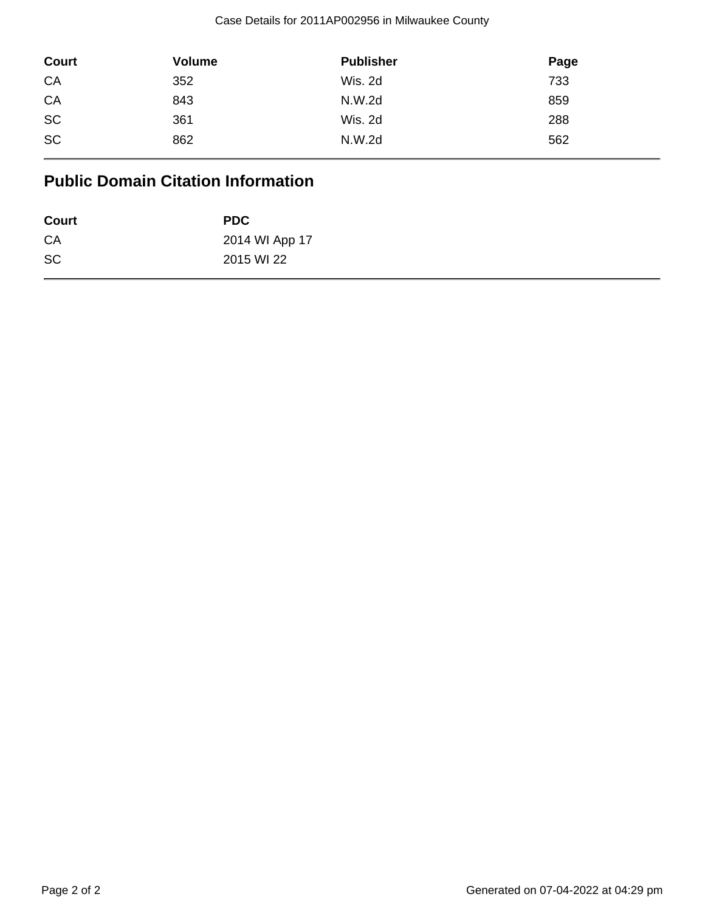| Court | Volume | Publisher | Page |
| --- | --- | --- | --- |
| CA | 352 | Wis. 2d | 733 |
| CA | 843 | N.W.2d | 859 |
| SC | 361 | Wis. 2d | 288 |
| SC | 862 | N.W.2d | 562 |

## Public Domain Citation Information

| Court | PDC |
| --- | --- |
| CA | 2014 WI App 17 |
| SC | 2015 WI 22 |